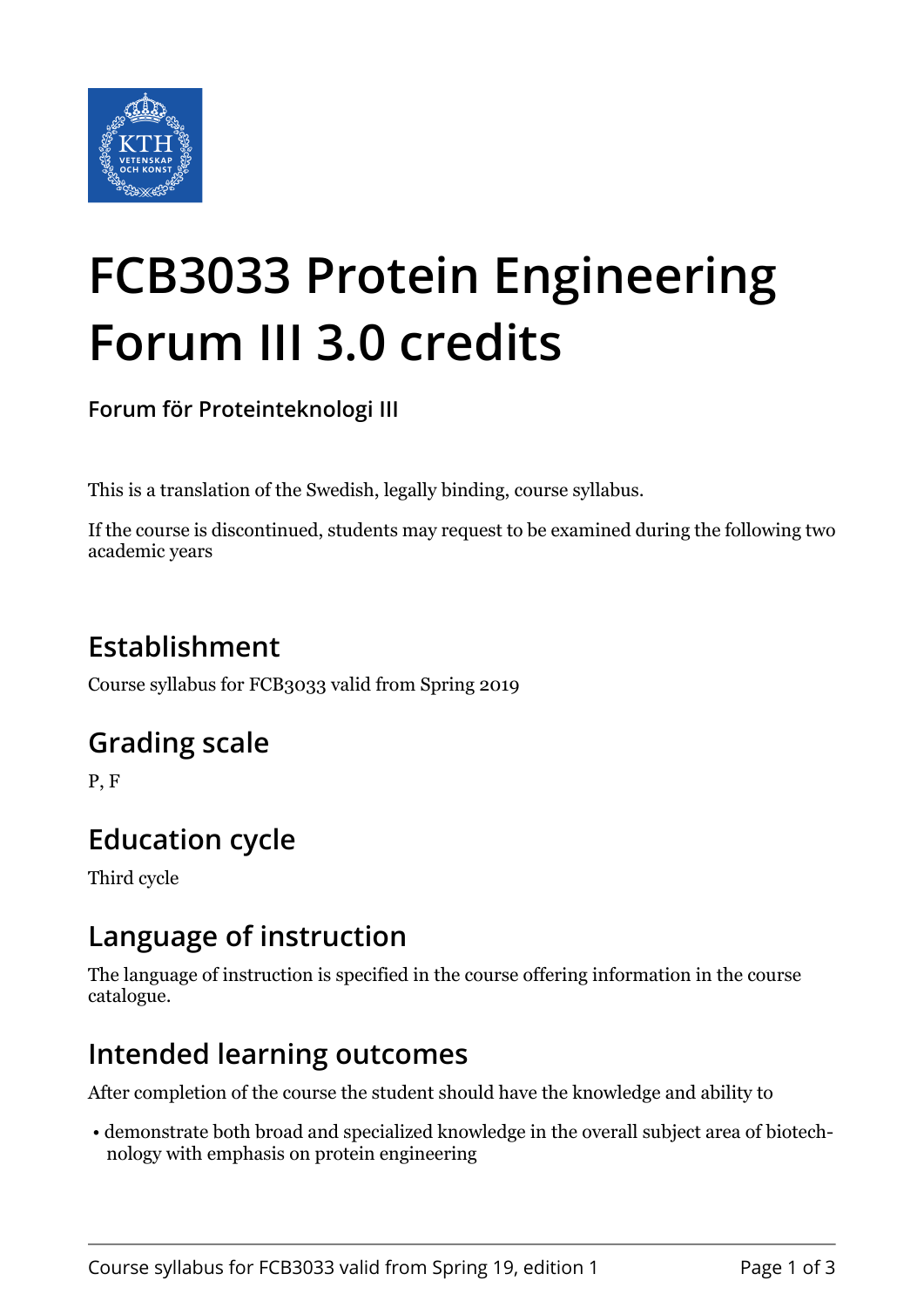# FCB3033 Protein Engineering Forum III 3.0 credits

**Forum för Proteinteknologi III**

This is a translation of the Swedish, legally binding, course syllabus.

If the course is discontinued, students may request to be examined during the following two academic years

## Establishment

Course syllabus for FCB3033 valid from Spring 2019

## Grading scale

P, F

## Education cycle

Third cycle

## Language of instruction

The language of instruction is specified in the course offering information in the course catalogue.

## Intended learning outcomes

After completion of the course the student should have the knowledge and ability to

- demonstrate both broad and specialized knowledge in the overall subject area of biotechnology with emphasis on protein engineering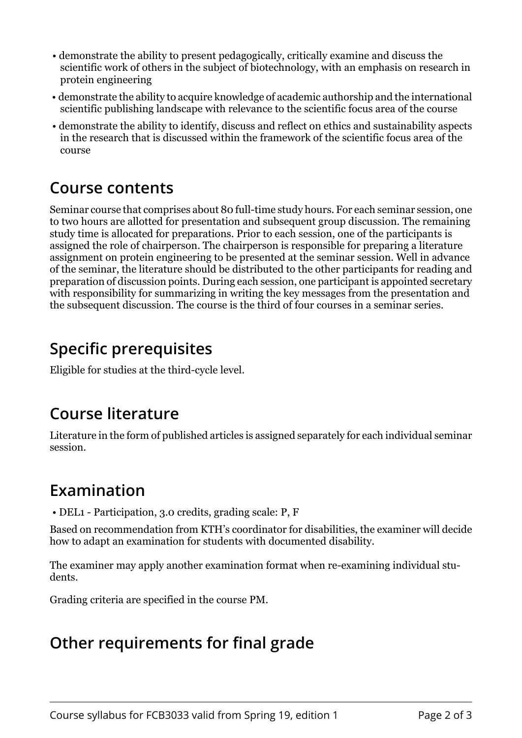- demonstrate the ability to present pedagogically, critically examine and discuss the scientific work of others in the subject of biotechnology, with an emphasis on research in protein engineering
- demonstrate the ability to acquire knowledge of academic authorship and the international scientific publishing landscape with relevance to the scientific focus area of the course
- demonstrate the ability to identify, discuss and reflect on ethics and sustainability aspects in the research that is discussed within the framework of the scientific focus area of the course

## Course contents

Seminar course that comprises about 80 full-time study hours. For each seminar session, one to two hours are allotted for presentation and subsequent group discussion. The remaining study time is allocated for preparations. Prior to each session, one of the participants is assigned the role of chairperson. The chairperson is responsible for preparing a literature assignment on protein engineering to be presented at the seminar session. Well in advance of the seminar, the literature should be distributed to the other participants for reading and preparation of discussion points. During each session, one participant is appointed secretary with responsibility for summarizing in writing the key messages from the presentation and the subsequent discussion. The course is the third of four courses in a seminar series.

## Specific prerequisites

Eligible for studies at the third-cycle level.

## Course literature

Literature in the form of published articles is assigned separately for each individual seminar session.

## Examination

- DEL1 - Participation, 3.0 credits, grading scale: P, F

Based on recommendation from KTH's coordinator for disabilities, the examiner will decide how to adapt an examination for students with documented disability.

The examiner may apply another examination format when re-examining individual students.

Grading criteria are specified in the course PM.

## Other requirements for final grade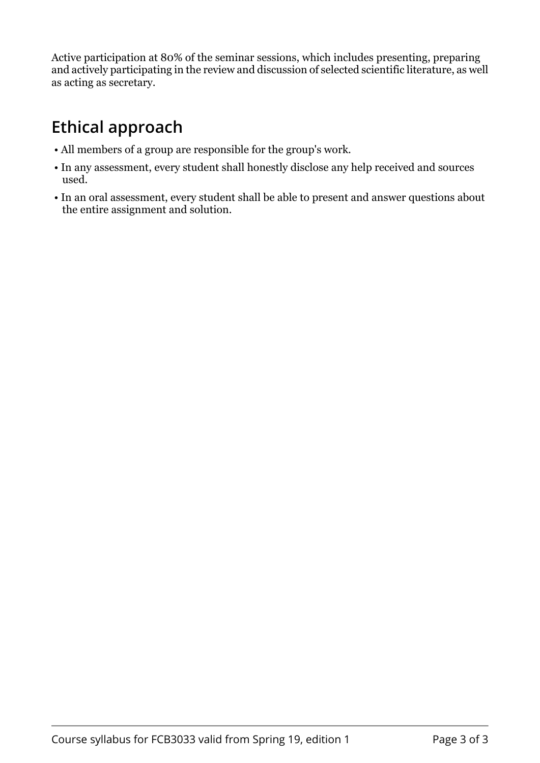Active participation at 80% of the seminar sessions, which includes presenting, preparing and actively participating in the review and discussion of selected scientific literature, as well as acting as secretary.

## Ethical approach

- All members of a group are responsible for the group's work.
- In any assessment, every student shall honestly disclose any help received and sources used.
- In an oral assessment, every student shall be able to present and answer questions about the entire assignment and solution.